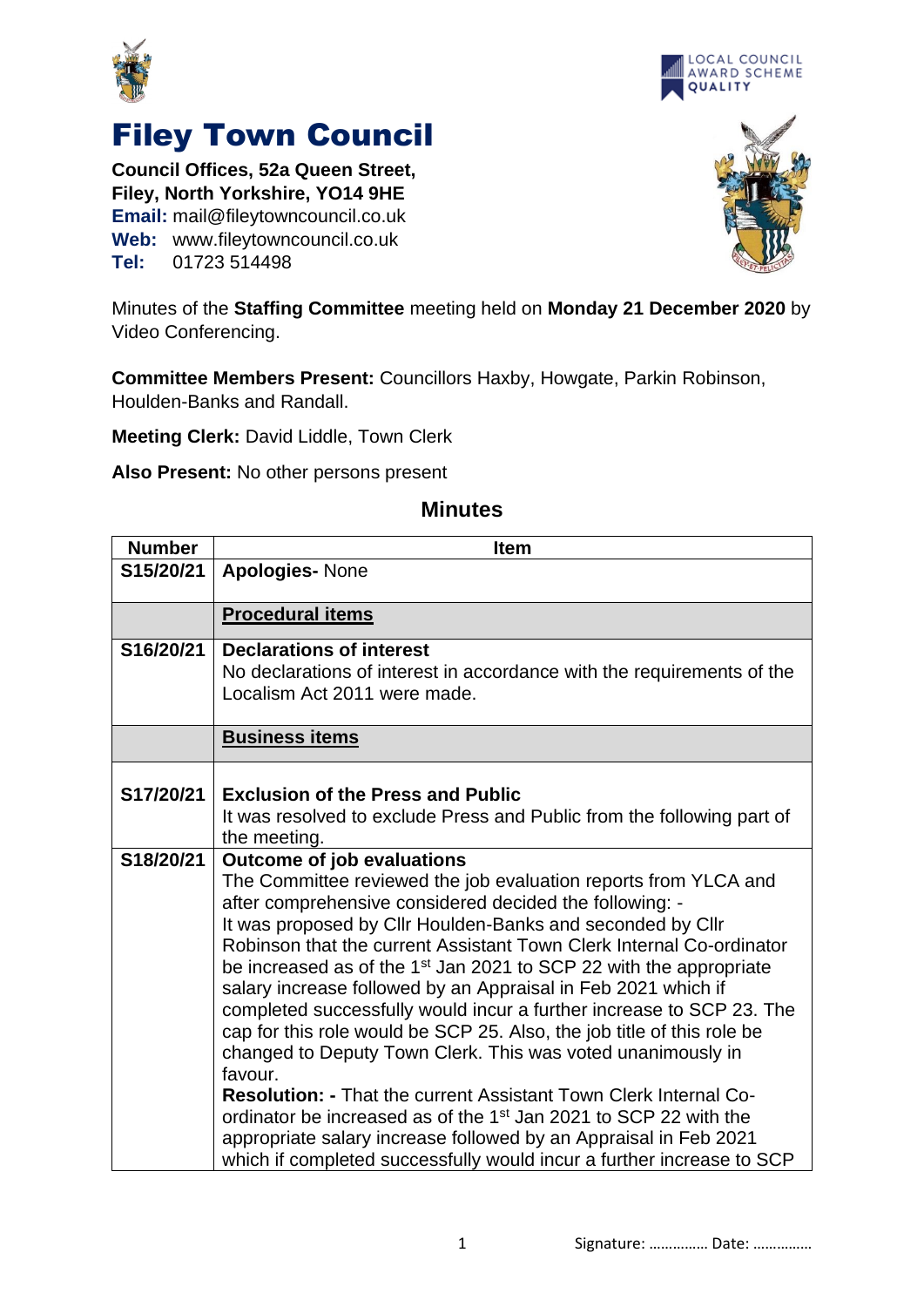# Filey Town Council

**Council Offices, 52a Queen Street,**
**Filey, North Yorkshire, YO14 9HE**
**Email:** mail@fileytowncouncil.co.uk
**Web:** www.fileytowncouncil.co.uk
**Tel:** 01723 514498

LOCAL COUNCIL AWARD SCHEME QUALITY

Minutes of the **Staffing Committee** meeting held on **Monday 21 December 2020** by Video Conferencing.

**Committee Members Present:** Councillors Haxby, Howgate, Parkin Robinson, Houlden-Banks and Randall.

**Meeting Clerk:** David Liddle, Town Clerk

**Also Present:** No other persons present

## Minutes

| Number | Item |
|---|---|
| S15/20/21 | **Apologies-** None |
| | **Procedural items** |
| S16/20/21 | **Declarations of interest**<br>No declarations of interest in accordance with the requirements of the Localism Act 2011 were made. |
| | **Business items** |
| S17/20/21 | **Exclusion of the Press and Public**<br>It was resolved to exclude Press and Public from the following part of the meeting. |
| S18/20/21 | **Outcome of job evaluations**<br>The Committee reviewed the job evaluation reports from YLCA and after comprehensive considered decided the following: -<br>It was proposed by Cllr Houlden-Banks and seconded by Cllr Robinson that the current Assistant Town Clerk Internal Co-ordinator be increased as of the 1st Jan 2021 to SCP 22 with the appropriate salary increase followed by an Appraisal in Feb 2021 which if completed successfully would incur a further increase to SCP 23. The cap for this role would be SCP 25. Also, the job title of this role be changed to Deputy Town Clerk. This was voted unanimously in favour.<br>**Resolution: -** That the current Assistant Town Clerk Internal Co-ordinator be increased as of the 1st Jan 2021 to SCP 22 with the appropriate salary increase followed by an Appraisal in Feb 2021 which if completed successfully would incur a further increase to SCP |

Signature: …………… Date: ……………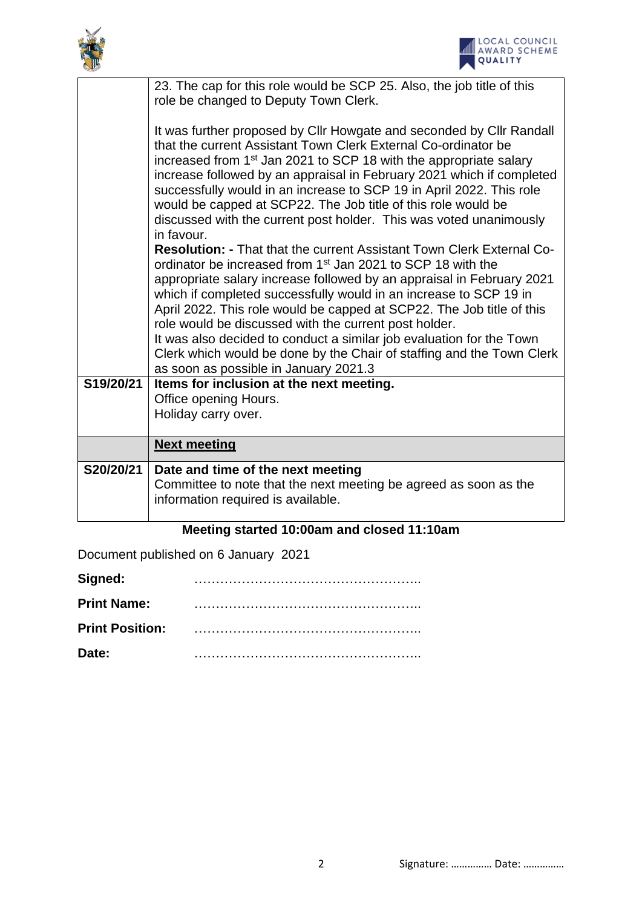| | |
|---|---|
| | 23. The cap for this role would be SCP 25. Also, the job title of this role be changed to Deputy Town Clerk.<br><br>It was further proposed by Cllr Howgate and seconded by Cllr Randall that the current Assistant Town Clerk External Co-ordinator be increased from 1st Jan 2021 to SCP 18 with the appropriate salary increase followed by an appraisal in February 2021 which if completed successfully would in an increase to SCP 19 in April 2022. This role would be capped at SCP22. The Job title of this role would be discussed with the current post holder. This was voted unanimously in favour.<br>**Resolution: -** That that the current Assistant Town Clerk External Co-ordinator be increased from 1st Jan 2021 to SCP 18 with the appropriate salary increase followed by an appraisal in February 2021 which if completed successfully would in an increase to SCP 19 in April 2022. This role would be capped at SCP22. The Job title of this role would be discussed with the current post holder.<br>It was also decided to conduct a similar job evaluation for the Town Clerk which would be done by the Chair of staffing and the Town Clerk as soon as possible in January 2021.3 |
| **S19/20/21** | **Items for inclusion at the next meeting.**<br>Office opening Hours.<br>Holiday carry over. |
| | **<u>Next meeting</u>** |
| **S20/20/21** | **Date and time of the next meeting**<br>Committee to note that the next meeting be agreed as soon as the information required is available. |

**Meeting started 10:00am and closed 11:10am**

Document published on 6 January 2021

**Signed:** ……………………………………………..

**Print Name:** ……………………………………………..

**Print Position:** ……………………………………………..

**Date:** ……………………………………………..